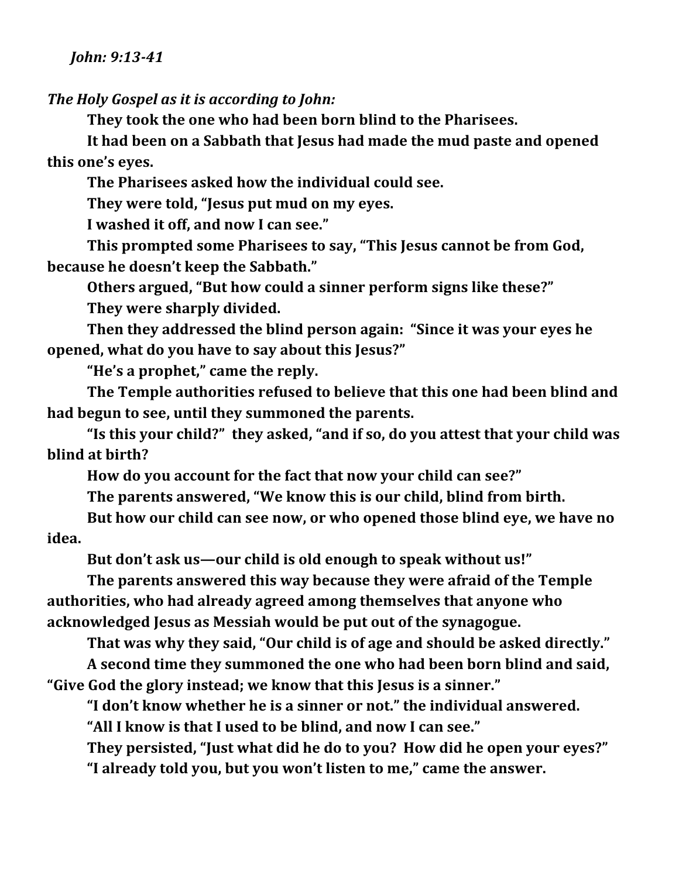*John: 9:13-41*

***The Holy Gospel as it is according to John:***

**They took the one who had been born blind to the Pharisees.**

**It had been on a Sabbath that Jesus had made the mud paste and opened this one's eyes.**

**The Pharisees asked how the individual could see.**

**They were told, "Jesus put mud on my eyes.**

**I washed it off, and now I can see."**

**This prompted some Pharisees to say, "This Jesus cannot be from God, because he doesn't keep the Sabbath."**

**Others argued, "But how could a sinner perform signs like these?"**

**They were sharply divided.**

**Then they addressed the blind person again: "Since it was your eyes he opened, what do you have to say about this Jesus?"**

**"He's a prophet," came the reply.**

**The Temple authorities refused to believe that this one had been blind and had begun to see, until they summoned the parents.**

**"Is this your child?" they asked, "and if so, do you attest that your child was blind at birth?**

**How do you account for the fact that now your child can see?"**

**The parents answered, "We know this is our child, blind from birth.**

**But how our child can see now, or who opened those blind eye, we have no idea.**

**But don't ask us—our child is old enough to speak without us!"**

**The parents answered this way because they were afraid of the Temple authorities, who had already agreed among themselves that anyone who acknowledged Jesus as Messiah would be put out of the synagogue.**

**That was why they said, "Our child is of age and should be asked directly."**

**A second time they summoned the one who had been born blind and said, "Give God the glory instead; we know that this Jesus is a sinner."**

**"I don't know whether he is a sinner or not." the individual answered.**

**"All I know is that I used to be blind, and now I can see."**

**They persisted, "Just what did he do to you? How did he open your eyes?"**

**"I already told you, but you won't listen to me," came the answer.**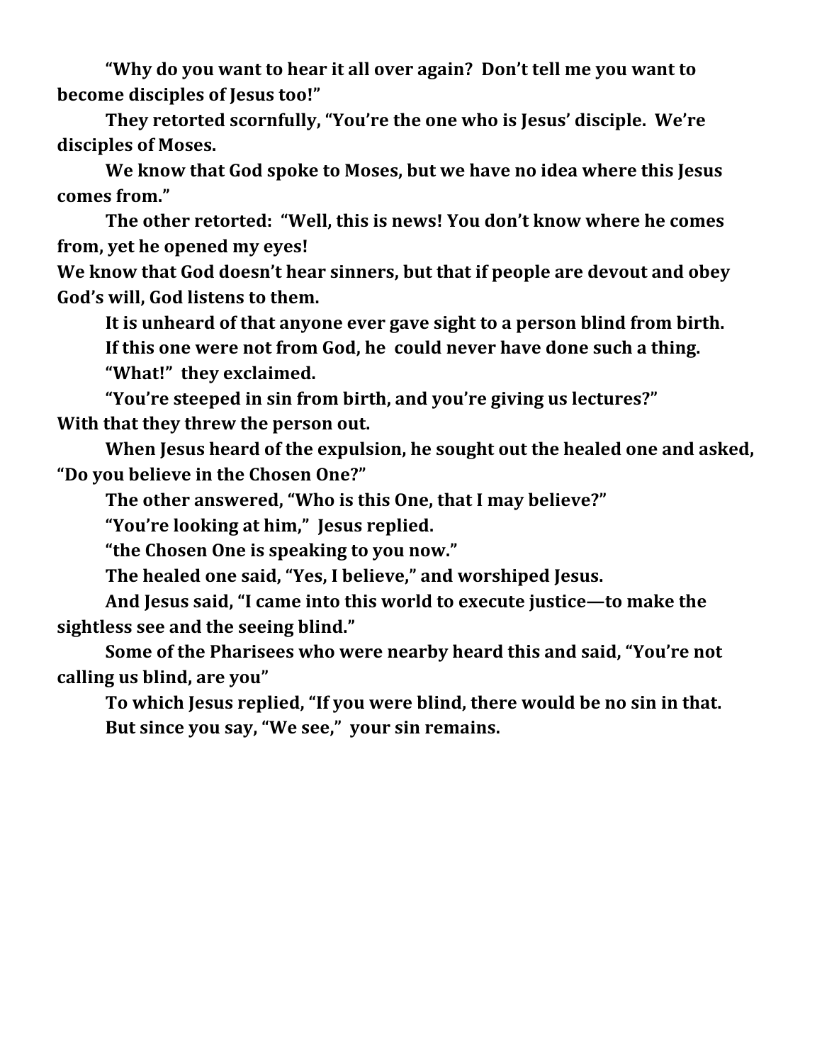**“Why do you want to hear it all over again? Don’t tell me you want to become disciples of Jesus too!”**

**They retorted scornfully, “You’re the one who is Jesus’ disciple. We’re disciples of Moses.**

**We know that God spoke to Moses, but we have no idea where this Jesus comes from.”**

**The other retorted: “Well, this is news! You don’t know where he comes from, yet he opened my eyes!**

**We know that God doesn’t hear sinners, but that if people are devout and obey God’s will, God listens to them.**

**It is unheard of that anyone ever gave sight to a person blind from birth.**

**If this one were not from God, he could never have done such a thing.**

**“What!” they exclaimed.**

**“You’re steeped in sin from birth, and you’re giving us lectures?”**

**With that they threw the person out.**

**When Jesus heard of the expulsion, he sought out the healed one and asked, “Do you believe in the Chosen One?”**

**The other answered, “Who is this One, that I may believe?”**

**“You’re looking at him,” Jesus replied.**

**“the Chosen One is speaking to you now.”**

**The healed one said, “Yes, I believe,” and worshiped Jesus.**

**And Jesus said, “I came into this world to execute justice—to make the sightless see and the seeing blind.”**

**Some of the Pharisees who were nearby heard this and said, “You’re not calling us blind, are you”**

**To which Jesus replied, “If you were blind, there would be no sin in that.**

**But since you say, “We see,” your sin remains.**